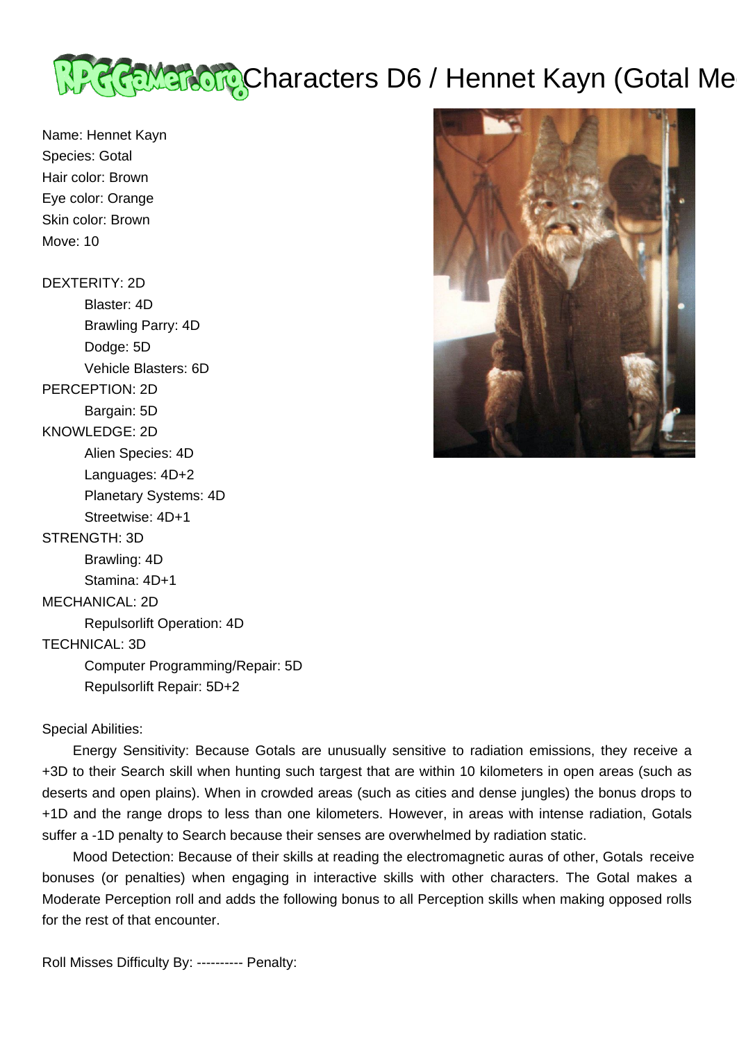# Characters D6 / Hennet Kayn (Gotal Me

Name: Hennet Kayn
Species: Gotal
Hair color: Brown
Eye color: Orange
Skin color: Brown
Move: 10

DEXTERITY: 2D
- Blaster: 4D
- Brawling Parry: 4D
- Dodge: 5D
- Vehicle Blasters: 6D

PERCEPTION: 2D
- Bargain: 5D

KNOWLEDGE: 2D
- Alien Species: 4D
- Languages: 4D+2
- Planetary Systems: 4D
- Streetwise: 4D+1

STRENGTH: 3D
- Brawling: 4D
- Stamina: 4D+1

MECHANICAL: 2D
- Repulsorlift Operation: 4D

TECHNICAL: 3D
- Computer Programming/Repair: 5D
- Repulsorlift Repair: 5D+2

Special Abilities:

Energy Sensitivity: Because Gotals are unusually sensitive to radiation emissions, they receive a +3D to their Search skill when hunting such targest that are within 10 kilometers in open areas (such as deserts and open plains). When in crowded areas (such as cities and dense jungles) the bonus drops to +1D and the range drops to less than one kilometers. However, in areas with intense radiation, Gotals suffer a -1D penalty to Search because their senses are overwhelmed by radiation static.

Mood Detection: Because of their skills at reading the electromagnetic auras of other, Gotals receive bonuses (or penalties) when engaging in interactive skills with other characters. The Gotal makes a Moderate Perception roll and adds the following bonus to all Perception skills when making opposed rolls for the rest of that encounter.

Roll Misses Difficulty By: ---------- Penalty: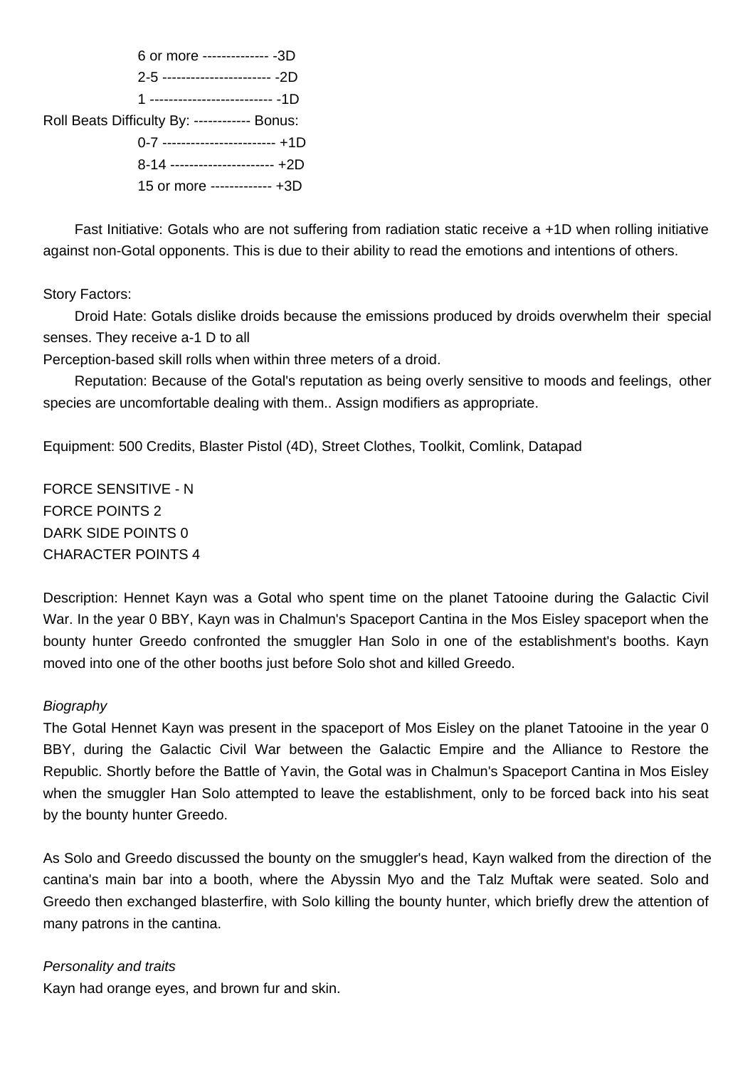6 or more -------------- -3D
2-5 ----------------------- -2D
1 -------------------------- -1D

Roll Beats Difficulty By: ------------ Bonus:
0-7 ------------------------ +1D
8-14 ---------------------- +2D
15 or more ------------- +3D

Fast Initiative: Gotals who are not suffering from radiation static receive a +1D when rolling initiative against non-Gotal opponents. This is due to their ability to read the emotions and intentions of others.

Story Factors:

Droid Hate: Gotals dislike droids because the emissions produced by droids overwhelm their special senses. They receive a-1 D to all
Perception-based skill rolls when within three meters of a droid.

Reputation: Because of the Gotal's reputation as being overly sensitive to moods and feelings, other species are uncomfortable dealing with them.. Assign modifiers as appropriate.

Equipment: 500 Credits, Blaster Pistol (4D), Street Clothes, Toolkit, Comlink, Datapad

FORCE SENSITIVE - N
FORCE POINTS 2
DARK SIDE POINTS 0
CHARACTER POINTS 4

Description: Hennet Kayn was a Gotal who spent time on the planet Tatooine during the Galactic Civil War. In the year 0 BBY, Kayn was in Chalmun's Spaceport Cantina in the Mos Eisley spaceport when the bounty hunter Greedo confronted the smuggler Han Solo in one of the establishment's booths. Kayn moved into one of the other booths just before Solo shot and killed Greedo.

*Biography*

The Gotal Hennet Kayn was present in the spaceport of Mos Eisley on the planet Tatooine in the year 0 BBY, during the Galactic Civil War between the Galactic Empire and the Alliance to Restore the Republic. Shortly before the Battle of Yavin, the Gotal was in Chalmun's Spaceport Cantina in Mos Eisley when the smuggler Han Solo attempted to leave the establishment, only to be forced back into his seat by the bounty hunter Greedo.

As Solo and Greedo discussed the bounty on the smuggler's head, Kayn walked from the direction of the cantina's main bar into a booth, where the Abyssin Myo and the Talz Muftak were seated. Solo and Greedo then exchanged blasterfire, with Solo killing the bounty hunter, which briefly drew the attention of many patrons in the cantina.

*Personality and traits*

Kayn had orange eyes, and brown fur and skin.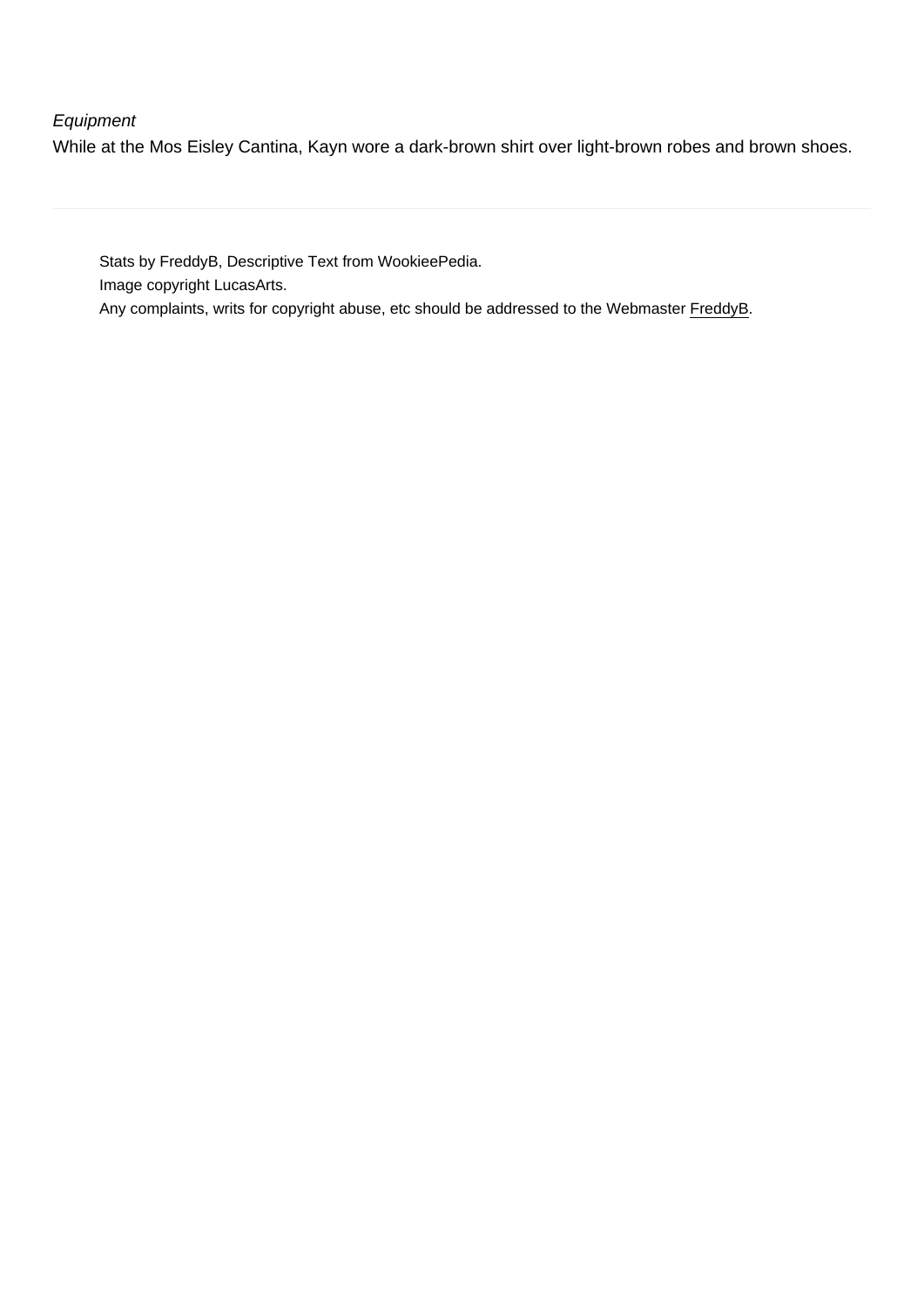*Equipment*

While at the Mos Eisley Cantina, Kayn wore a dark-brown shirt over light-brown robes and brown shoes.

---

Stats by FreddyB, Descriptive Text from WookieePedia.
Image copyright LucasArts.
Any complaints, writs for copyright abuse, etc should be addressed to the Webmaster FreddyB.